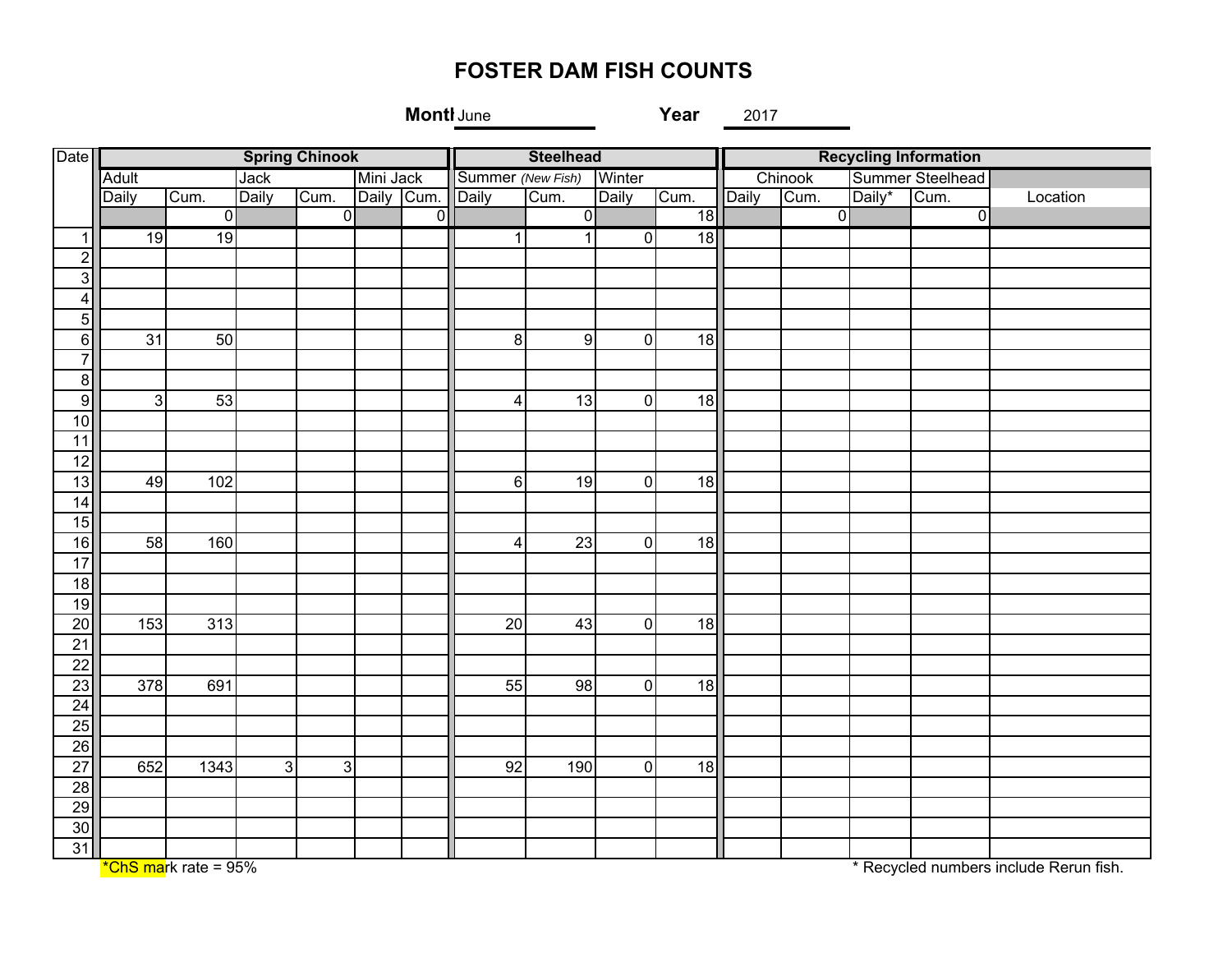# FOSTER DAM FISH COUNTS

**Month** June **Year** 2017

| Date | Spring Chinook | | | | | | Steelhead | | | | Recycling Information | | | | |
|---|---|---|---|---|---|---|---|---|---|---|---|---|---|---|---|
| | Adult | | Jack | | Mini Jack | | Summer *(New Fish)* | | Winter | | Chinook | | Summer Steelhead | | |
| | Daily | Cum. | Daily | Cum. | Daily | Cum. | Daily | Cum. | Daily | Cum. | Daily | Cum. | Daily* | Cum. | Location |
| | | 0 | | 0 | | 0 | | 0 | | 18 | | 0 | | 0 | |
| 1 | 19 | 19 | | | | | 1 | 1 | 0 | 18 | | | | | |
| 2 | | | | | | | | | | | | | | | |
| 3 | | | | | | | | | | | | | | | |
| 4 | | | | | | | | | | | | | | | |
| 5 | | | | | | | | | | | | | | | |
| 6 | 31 | 50 | | | | | 8 | 9 | 0 | 18 | | | | | |
| 7 | | | | | | | | | | | | | | | |
| 8 | | | | | | | | | | | | | | | |
| 9 | 3 | 53 | | | | | 4 | 13 | 0 | 18 | | | | | |
| 10 | | | | | | | | | | | | | | | |
| 11 | | | | | | | | | | | | | | | |
| 12 | | | | | | | | | | | | | | | |
| 13 | 49 | 102 | | | | | 6 | 19 | 0 | 18 | | | | | |
| 14 | | | | | | | | | | | | | | | |
| 15 | | | | | | | | | | | | | | | |
| 16 | 58 | 160 | | | | | 4 | 23 | 0 | 18 | | | | | |
| 17 | | | | | | | | | | | | | | | |
| 18 | | | | | | | | | | | | | | | |
| 19 | | | | | | | | | | | | | | | |
| 20 | 153 | 313 | | | | | 20 | 43 | 0 | 18 | | | | | |
| 21 | | | | | | | | | | | | | | | |
| 22 | | | | | | | | | | | | | | | |
| 23 | 378 | 691 | | | | | 55 | 98 | 0 | 18 | | | | | |
| 24 | | | | | | | | | | | | | | | |
| 25 | | | | | | | | | | | | | | | |
| 26 | | | | | | | | | | | | | | | |
| 27 | 652 | 1343 | 3 | 3 | | | 92 | 190 | 0 | 18 | | | | | |
| 28 | | | | | | | | | | | | | | | |
| 29 | | | | | | | | | | | | | | | |
| 30 | | | | | | | | | | | | | | | |
| 31 | | | | | | | | | | | | | | | |

*ChS mark rate = 95%

* Recycled numbers include Rerun fish.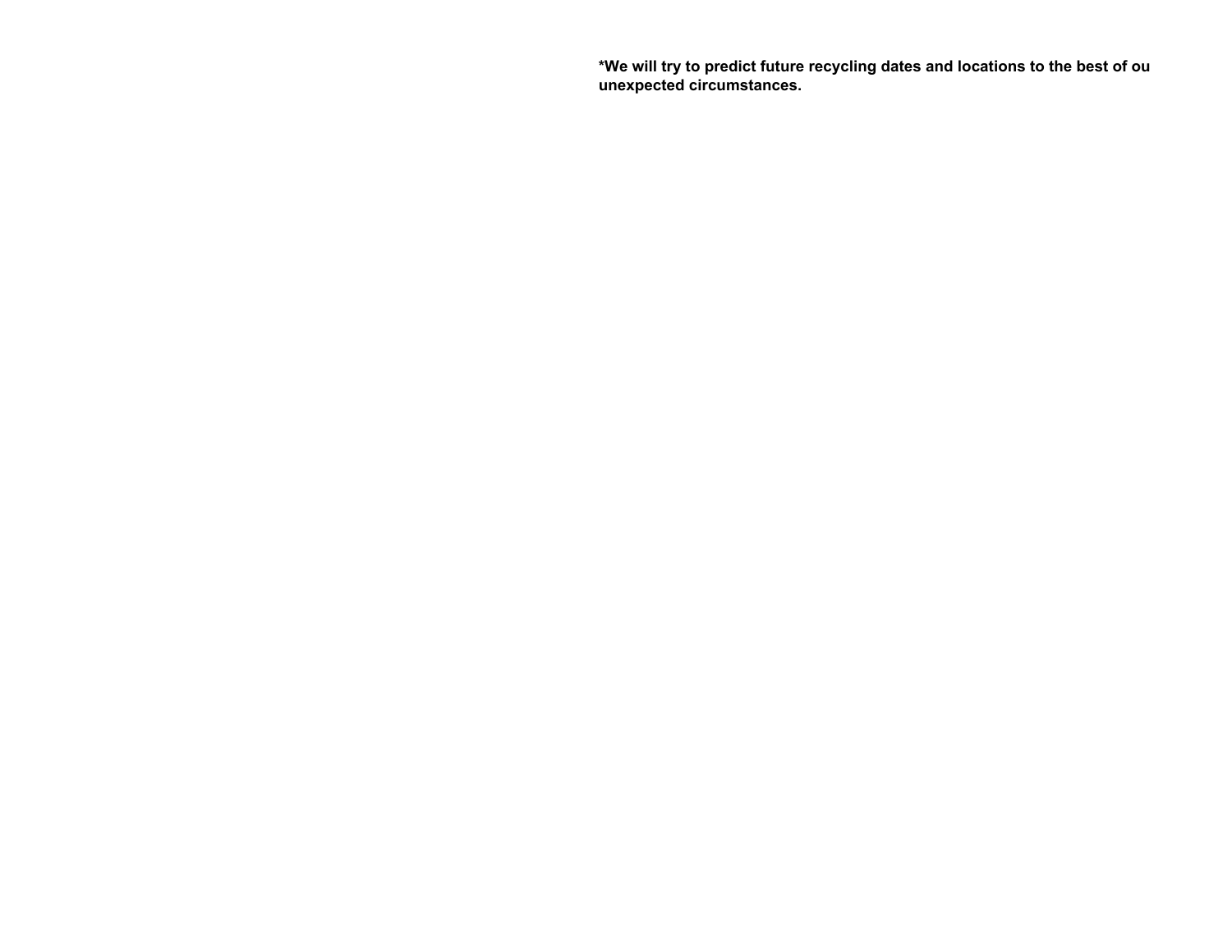**\*We will try to predict future recycling dates and locations to the best of ou unexpected circumstances.**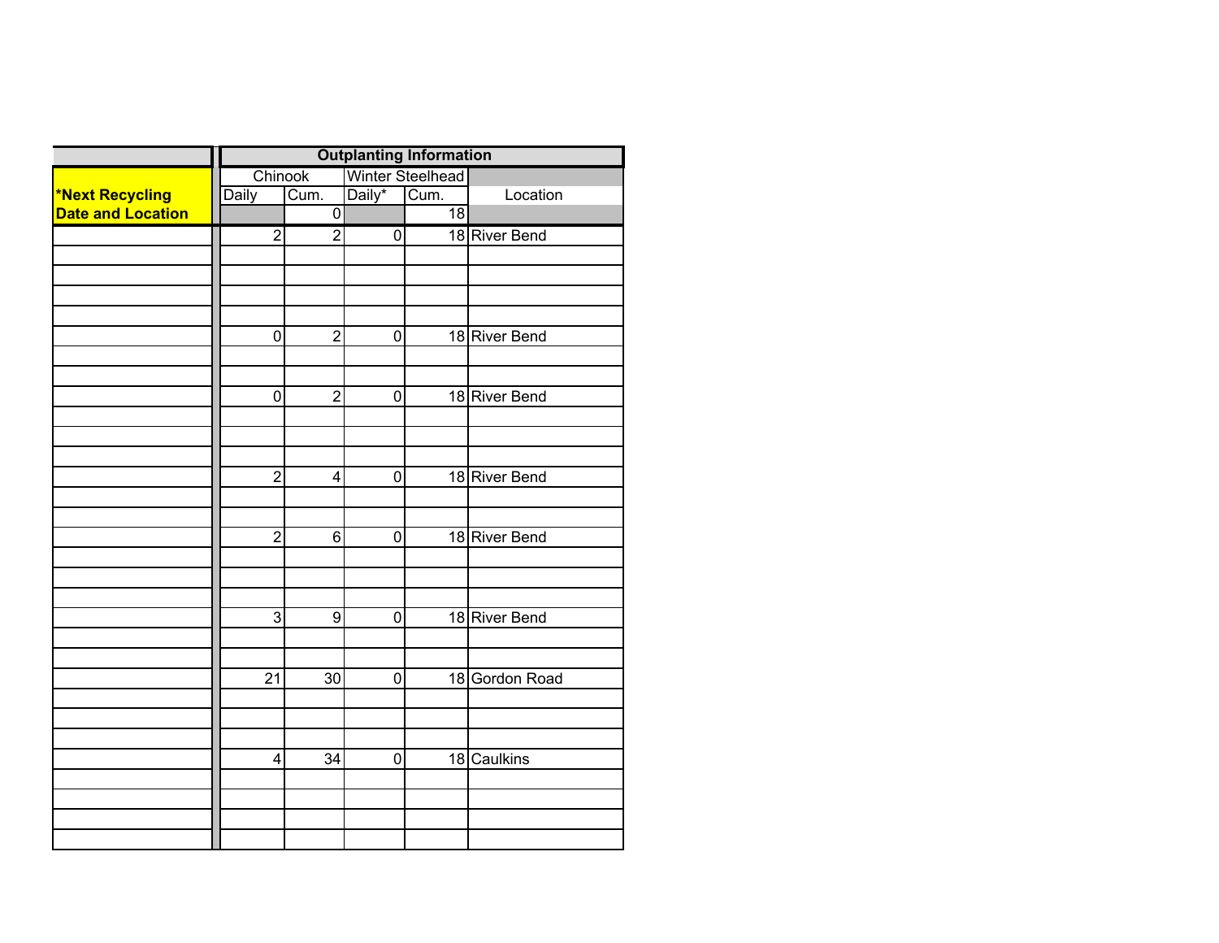| *Next Recycling Date and Location | Outplanting Information | | | | |
|---|---|---|---|---|---|
| | Chinook | | Winter Steelhead | | |
| | Daily | Cum. | Daily* | Cum. | Location |
| | | 0 | | 18 | |
| | 2 | 2 | 0 | 18 | River Bend |
| | | | | | |
| | | | | | |
| | | | | | |
| | | | | | |
| | 0 | 2 | 0 | 18 | River Bend |
| | | | | | |
| | | | | | |
| | 0 | 2 | 0 | 18 | River Bend |
| | | | | | |
| | | | | | |
| | | | | | |
| | 2 | 4 | 0 | 18 | River Bend |
| | | | | | |
| | | | | | |
| | 2 | 6 | 0 | 18 | River Bend |
| | | | | | |
| | | | | | |
| | | | | | |
| | 3 | 9 | 0 | 18 | River Bend |
| | | | | | |
| | | | | | |
| | 21 | 30 | 0 | 18 | Gordon Road |
| | | | | | |
| | | | | | |
| | | | | | |
| | 4 | 34 | 0 | 18 | Caulkins |
| | | | | | |
| | | | | | |
| | | | | | |
| | | | | | |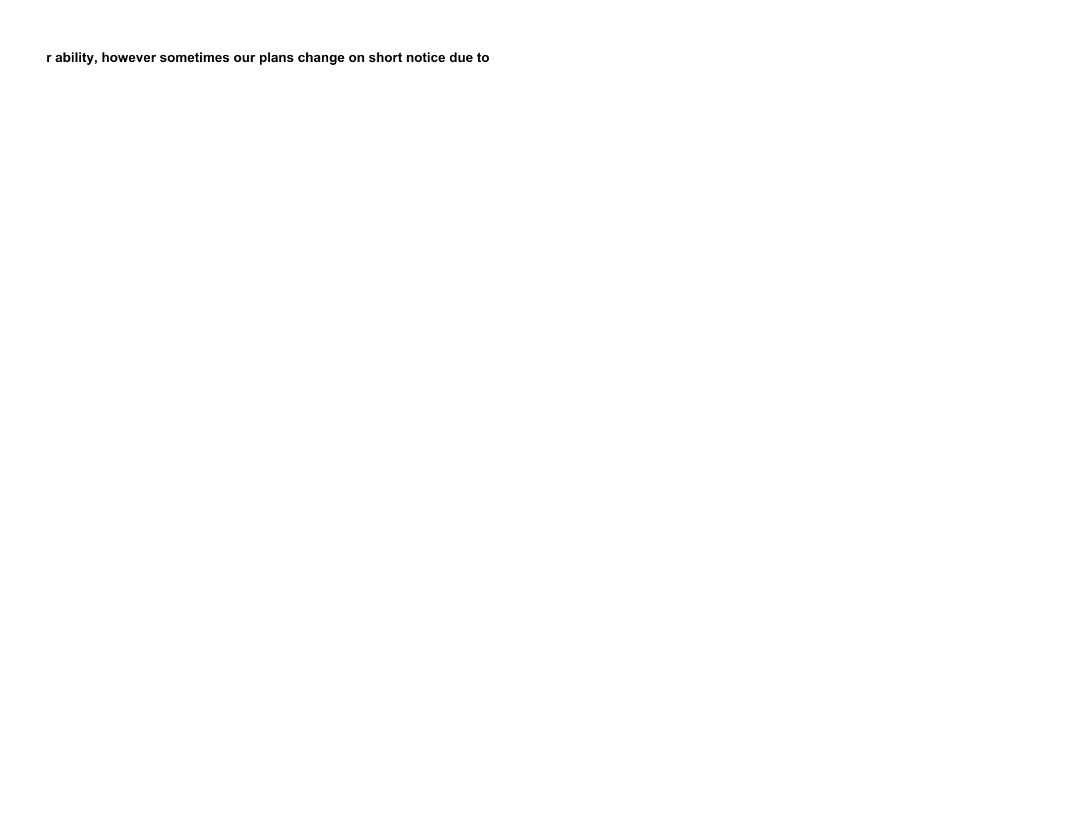**r ability, however sometimes our plans change on short notice due to**